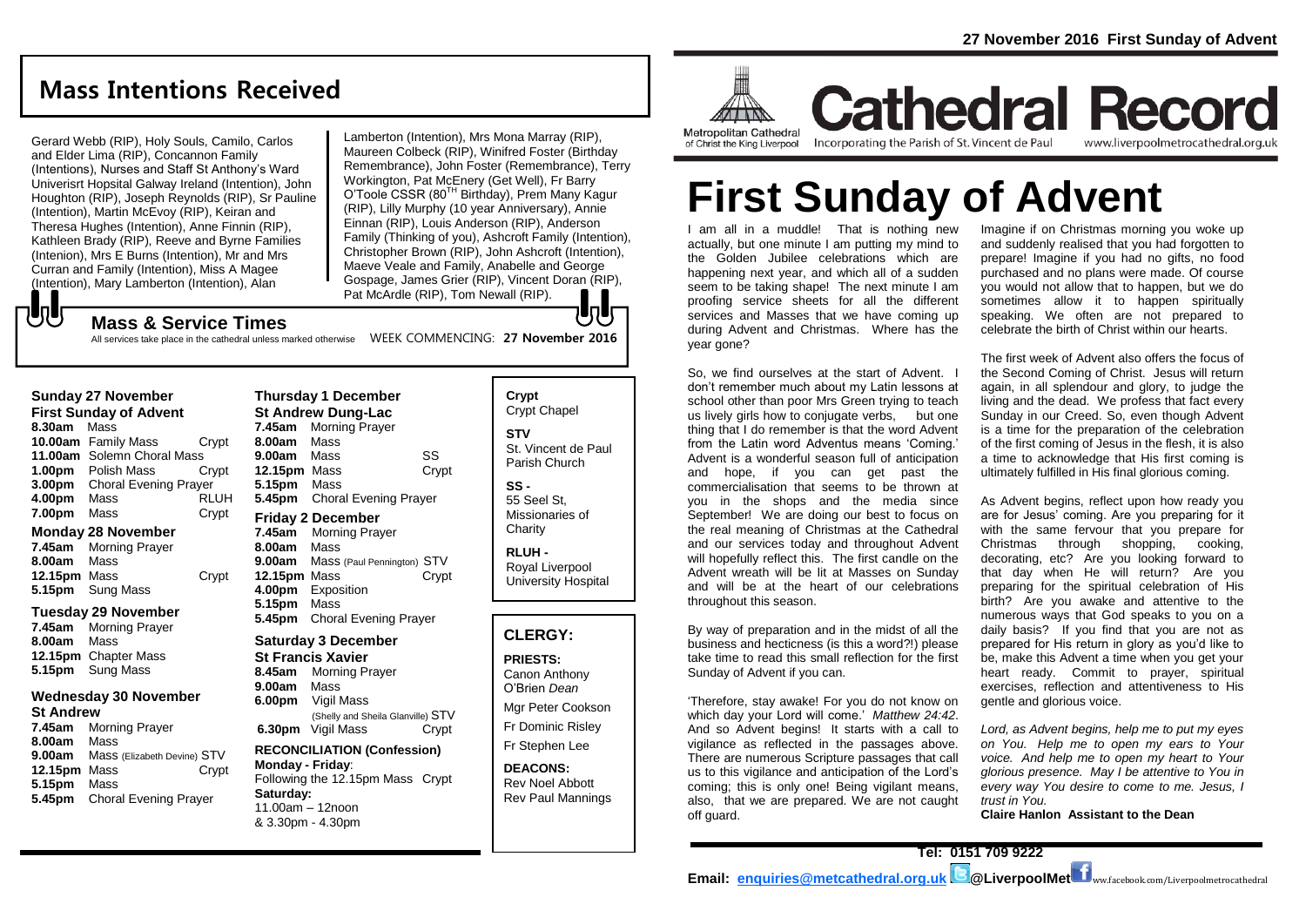# Mass Intentions Received

Gerard Webb (RIP), Holy Souls, Camilo, Carlos and Elder Lima (RIP), Concannon Family (Intentions), Nurses and Staff St Anthony's Ward Univerisrt Hopsital Galway Ireland (Intention), John Houghton (RIP), Joseph Reynolds (RIP), Sr Pauline (Intention), Martin McEvoy (RIP), Keiran and Theresa Hughes (Intention), Anne Finnin (RIP), Kathleen Brady (RIP), Reeve and Byrne Families (Intenion), Mrs E Burns (Intention), Mr and Mrs Curran and Family (Intention), Miss A Magee (Intention), Mary Lamberton (Intention), Alan Lamberton (Intention), Mrs Mona Marray (RIP), Maureen Colbeck (RIP), Winifred Foster (Birthday Remembrance), John Foster (Remembrance), Terry Workington, Pat McEnery (Get Well), Fr Barry O'Toole CSSR (80TH Birthday), Prem Many Kagur (RIP), Lilly Murphy (10 year Anniversary), Annie Einnan (RIP), Louis Anderson (RIP), Anderson Family (Thinking of you), Ashcroft Family (Intention), Christopher Brown (RIP), John Ashcroft (Intention), Maeve Veale and Family, Anabelle and George Gospage, James Grier (RIP), Vincent Doran (RIP), Pat McArdle (RIP), Tom Newall (RIP).

## Mass & Service Times

All services take place in the cathedral unless marked otherwise WEEK COMMENCING: **27 November 2016**

### Sunday 27 November
**First Sunday of Advent**

- **8.30am** Mass
- **10.00am** Family Mass — Crypt
- **11.00am** Solemn Choral Mass
- **1.00pm** Polish Mass — Crypt
- **3.00pm** Choral Evening Prayer
- **4.00pm** Mass — RLUH
- **7.00pm** Mass — Crypt

### Monday 28 November

- **7.45am** Morning Prayer
- **8.00am** Mass
- **12.15pm** Mass — Crypt
- **5.15pm** Sung Mass

### Tuesday 29 November

- **7.45am** Morning Prayer
- **8.00am** Mass
- **12.15pm** Chapter Mass
- **5.15pm** Sung Mass

### Wednesday 30 November
**St Andrew**

- **7.45am** Morning Prayer
- **8.00am** Mass
- **9.00am** Mass (Elizabeth Devine) STV
- **12.15pm** Mass — Crypt
- **5.15pm** Mass
- **5.45pm** Choral Evening Prayer

### Thursday 1 December
**St Andrew Dung-Lac**

- **7.45am** Morning Prayer
- **8.00am** Mass
- **9.00am** Mass — SS
- **12.15pm** Mass — Crypt
- **5.15pm** Mass
- **5.45pm** Choral Evening Prayer

### Friday 2 December

- **7.45am** Morning Prayer
- **8.00am** Mass
- **9.00am** Mass (Paul Pennington) STV
- **12.15pm** Mass — Crypt
- **4.00pm** Exposition
- **5.15pm** Mass
- **5.45pm** Choral Evening Prayer

### Saturday 3 December
**St Francis Xavier**

- **8.45am** Morning Prayer
- **9.00am** Mass
- **6.00pm** Vigil Mass (Shelly and Sheila Glanville) STV
- **6.30pm** Vigil Mass — Crypt

**RECONCILIATION (Confession)**
**Monday - Friday**:
Following the 12.15pm Mass Crypt
**Saturday:**
11.00am – 12noon
& 3.30pm - 4.30pm

**Crypt**
Crypt Chapel

**STV**
St. Vincent de Paul Parish Church

**SS -**
55 Seel St, Missionaries of Charity

**RLUH -**
Royal Liverpool University Hospital

## CLERGY:

**PRIESTS:**
Canon Anthony O'Brien *Dean*
Mgr Peter Cookson
Fr Dominic Risley
Fr Stephen Lee

**DEACONS:**
Rev Noel Abbott
Rev Paul Mannings

**27 November 2016 First Sunday of Advent**

Metropolitan Cathedral of Christ the King Liverpool

# Cathedral Record

Incorporating the Parish of St. Vincent de Paul — www.liverpoolmetrocathedral.org.uk

# First Sunday of Advent

I am all in a muddle! That is nothing new actually, but one minute I am putting my mind to the Golden Jubilee celebrations which are happening next year, and which all of a sudden seem to be taking shape! The next minute I am proofing service sheets for all the different services and Masses that we have coming up during Advent and Christmas. Where has the year gone?

So, we find ourselves at the start of Advent. I don't remember much about my Latin lessons at school other than poor Mrs Green trying to teach us lively girls how to conjugate verbs, but one thing that I do remember is that the word Advent from the Latin word Adventus means 'Coming.' Advent is a wonderful season full of anticipation and hope, if you can get past the commercialisation that seems to be thrown at you in the shops and the media since September! We are doing our best to focus on the real meaning of Christmas at the Cathedral and our services today and throughout Advent will hopefully reflect this. The first candle on the Advent wreath will be lit at Masses on Sunday and will be at the heart of our celebrations throughout this season.

By way of preparation and in the midst of all the business and hecticness (is this a word?!) please take time to read this small reflection for the first Sunday of Advent if you can.

'Therefore, stay awake! For you do not know on which day your Lord will come.' *Matthew 24:42*. And so Advent begins! It starts with a call to vigilance as reflected in the passages above. There are numerous Scripture passages that call us to this vigilance and anticipation of the Lord's coming; this is only one! Being vigilant means, also, that we are prepared. We are not caught off guard.

Imagine if on Christmas morning you woke up and suddenly realised that you had forgotten to prepare! Imagine if you had no gifts, no food purchased and no plans were made. Of course you would not allow that to happen, but we do sometimes allow it to happen spiritually speaking. We often are not prepared to celebrate the birth of Christ within our hearts.

The first week of Advent also offers the focus of the Second Coming of Christ. Jesus will return again, in all splendour and glory, to judge the living and the dead. We profess that fact every Sunday in our Creed. So, even though Advent is a time for the preparation of the celebration of the first coming of Jesus in the flesh, it is also a time to acknowledge that His first coming is ultimately fulfilled in His final glorious coming.

As Advent begins, reflect upon how ready you are for Jesus' coming. Are you preparing for it with the same fervour that you prepare for Christmas through shopping, cooking, decorating, etc? Are you looking forward to that day when He will return? Are you preparing for the spiritual celebration of His birth? Are you awake and attentive to the numerous ways that God speaks to you on a daily basis? If you find that you are not as prepared for His return in glory as you'd like to be, make this Advent a time when you get your heart ready. Commit to prayer, spiritual exercises, reflection and attentiveness to His gentle and glorious voice.

*Lord, as Advent begins, help me to put my eyes on You. Help me to open my ears to Your voice. And help me to open my heart to Your glorious presence. May I be attentive to You in every way You desire to come to me. Jesus, I trust in You.*

**Claire Hanlon Assistant to the Dean**

**Tel: 0151 709 9222**

**Email: enquiries@metcathedral.org.uk @LiverpoolMet** ww.facebook.com/Liverpoolmetrocathedral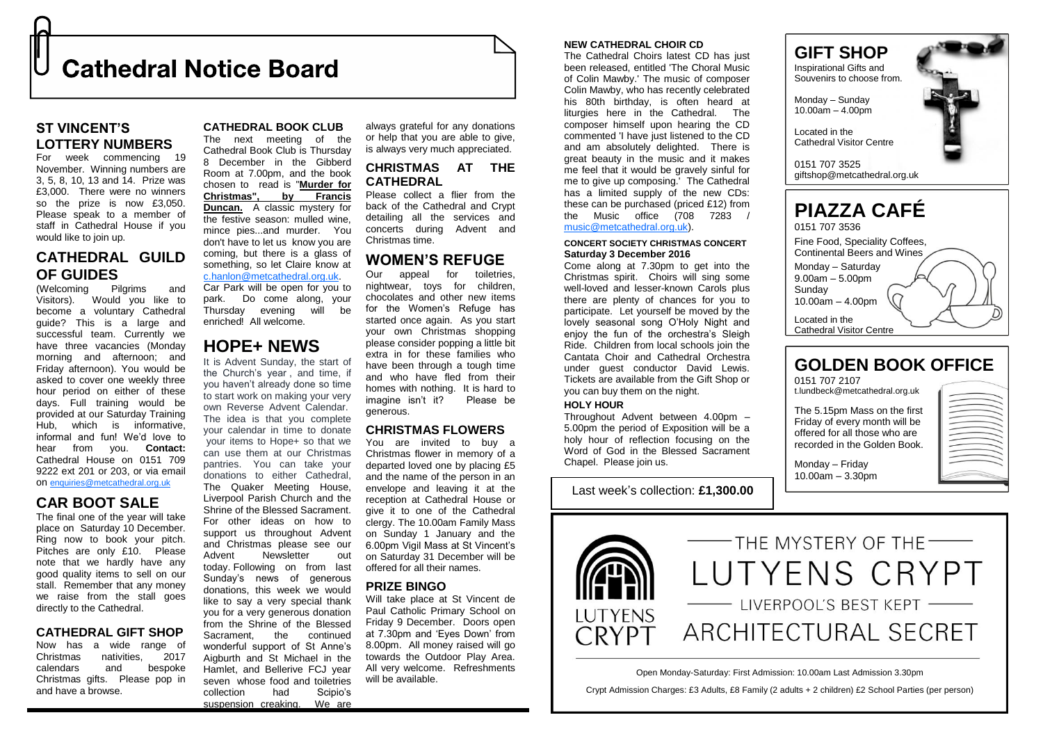# Cathedral Notice Board

## ST VINCENT'S LOTTERY NUMBERS

For week commencing 19 November. Winning numbers are 3, 5, 8, 10, 13 and 14. Prize was £3,000. There were no winners so the prize is now £3,050. Please speak to a member of staff in Cathedral House if you would like to join up.

## CATHEDRAL GUILD OF GUIDES

(Welcoming Pilgrims and Visitors). Would you like to become a voluntary Cathedral guide? This is a large and successful team. Currently we have three vacancies (Monday morning and afternoon; and Friday afternoon). You would be asked to cover one weekly three hour period on either of these days. Full training would be provided at our Saturday Training Hub, which is informative, informal and fun! We'd love to hear from you. **Contact:** Cathedral House on 0151 709 9222 ext 201 or 203, or via email on enquiries@metcathedral.org.uk

## CAR BOOT SALE

The final one of the year will take place on Saturday 10 December. Ring now to book your pitch. Pitches are only £10. Please note that we hardly have any good quality items to sell on our stall. Remember that any money we raise from the stall goes directly to the Cathedral.

### CATHEDRAL GIFT SHOP

Now has a wide range of Christmas nativities, 2017 calendars and bespoke Christmas gifts. Please pop in and have a browse.

### CATHEDRAL BOOK CLUB

The next meeting of the Cathedral Book Club is Thursday 8 December in the Gibberd Room at 7.00pm, and the book chosen to read is "**Murder for Christmas", by Francis Duncan.** A classic mystery for the festive season: mulled wine, mince pies...and murder. You don't have to let us know you are coming, but there is a glass of something, so let Claire know at c.hanlon@metcathedral.org.uk. Car Park will be open for you to park. Do come along, your Thursday evening will be enriched! All welcome.

## HOPE+ NEWS

It is Advent Sunday, the start of the Church's year , and time, if you haven't already done so time to start work on making your very own Reverse Advent Calendar. The idea is that you complete your calendar in time to donate your items to Hope+ so that we can use them at our Christmas pantries. You can take your donations to either Cathedral, The Quaker Meeting House, Liverpool Parish Church and the Shrine of the Blessed Sacrament. For other ideas on how to support us throughout Advent and Christmas please see our Advent Newsletter out today. Following on from last Sunday's news of generous donations, this week we would like to say a very special thank you for a very generous donation from the Shrine of the Blessed Sacrament, the continued wonderful support of St Anne's Aigburth and St Michael in the Hamlet, and Bellerive FCJ year seven whose food and toiletries collection had Scipio's suspension creaking. We are always grateful for any donations or help that you are able to give, is always very much appreciated.

### CHRISTMAS AT THE CATHEDRAL

Please collect a flier from the back of the Cathedral and Crypt detailing all the services and concerts during Advent and Christmas time.

## WOMEN'S REFUGE

Our appeal for toiletries, nightwear, toys for children, chocolates and other new items for the Women's Refuge has started once again. As you start your own Christmas shopping please consider popping a little bit extra in for these families who have been through a tough time and who have fled from their homes with nothing. It is hard to imagine isn't it? Please be generous.

### CHRISTMAS FLOWERS

You are invited to buy a Christmas flower in memory of a departed loved one by placing £5 and the name of the person in an envelope and leaving it at the reception at Cathedral House or give it to one of the Cathedral clergy. The 10.00am Family Mass on Sunday 1 January and the 6.00pm Vigil Mass at St Vincent's on Saturday 31 December will be offered for all their names.

### PRIZE BINGO

Will take place at St Vincent de Paul Catholic Primary School on Friday 9 December. Doors open at 7.30pm and 'Eyes Down' from 8.00pm. All money raised will go towards the Outdoor Play Area. All very welcome. Refreshments will be available.

### NEW CATHEDRAL CHOIR CD

The Cathedral Choirs latest CD has just been released, entitled 'The Choral Music of Colin Mawby.' The music of composer Colin Mawby, who has recently celebrated his 80th birthday, is often heard at liturgies here in the Cathedral. The composer himself upon hearing the CD commented 'I have just listened to the CD and am absolutely delighted. There is great beauty in the music and it makes me feel that it would be gravely sinful for me to give up composing.' The Cathedral has a limited supply of the new CDs: these can be purchased (priced £12) from the Music office (708 7283 / music@metcathedral.org.uk).

#### CONCERT SOCIETY CHRISTMAS CONCERT Saturday 3 December 2016

Come along at 7.30pm to get into the Christmas spirit. Choirs will sing some well-loved and lesser-known Carols plus there are plenty of chances for you to participate. Let yourself be moved by the lovely seasonal song O'Holy Night and enjoy the fun of the orchestra's Sleigh Ride. Children from local schools join the Cantata Choir and Cathedral Orchestra under guest conductor David Lewis. Tickets are available from the Gift Shop or you can buy them on the night.

### HOLY HOUR

Throughout Advent between 4.00pm – 5.00pm the period of Exposition will be a holy hour of reflection focusing on the Word of God in the Blessed Sacrament Chapel. Please join us.

Last week's collection: **£1,300.00**

## GIFT SHOP

Inspirational Gifts and Souvenirs to choose from.

Monday – Sunday
10.00am – 4.00pm

Located in the Cathedral Visitor Centre

0151 707 3525
giftshop@metcathedral.org.uk

## PIAZZA CAFÉ

0151 707 3536

Fine Food, Speciality Coffees, Continental Beers and Wines

Monday – Saturday
9.00am – 5.00pm
Sunday
10.00am – 4.00pm

Located in the Cathedral Visitor Centre

## GOLDEN BOOK OFFICE

0151 707 2107
t.lundbeck@metcathedral.org.uk

The 5.15pm Mass on the first Friday of every month will be offered for all those who are recorded in the Golden Book.

Monday – Friday
10.00am – 3.30pm

LUTYENS CRYPT

THE MYSTERY OF THE LUTYENS CRYPT — LIVERPOOL'S BEST KEPT ARCHITECTURAL SECRET

Open Monday-Saturday: First Admission: 10.00am Last Admission 3.30pm

Crypt Admission Charges: £3 Adults, £8 Family (2 adults + 2 children) £2 School Parties (per person)